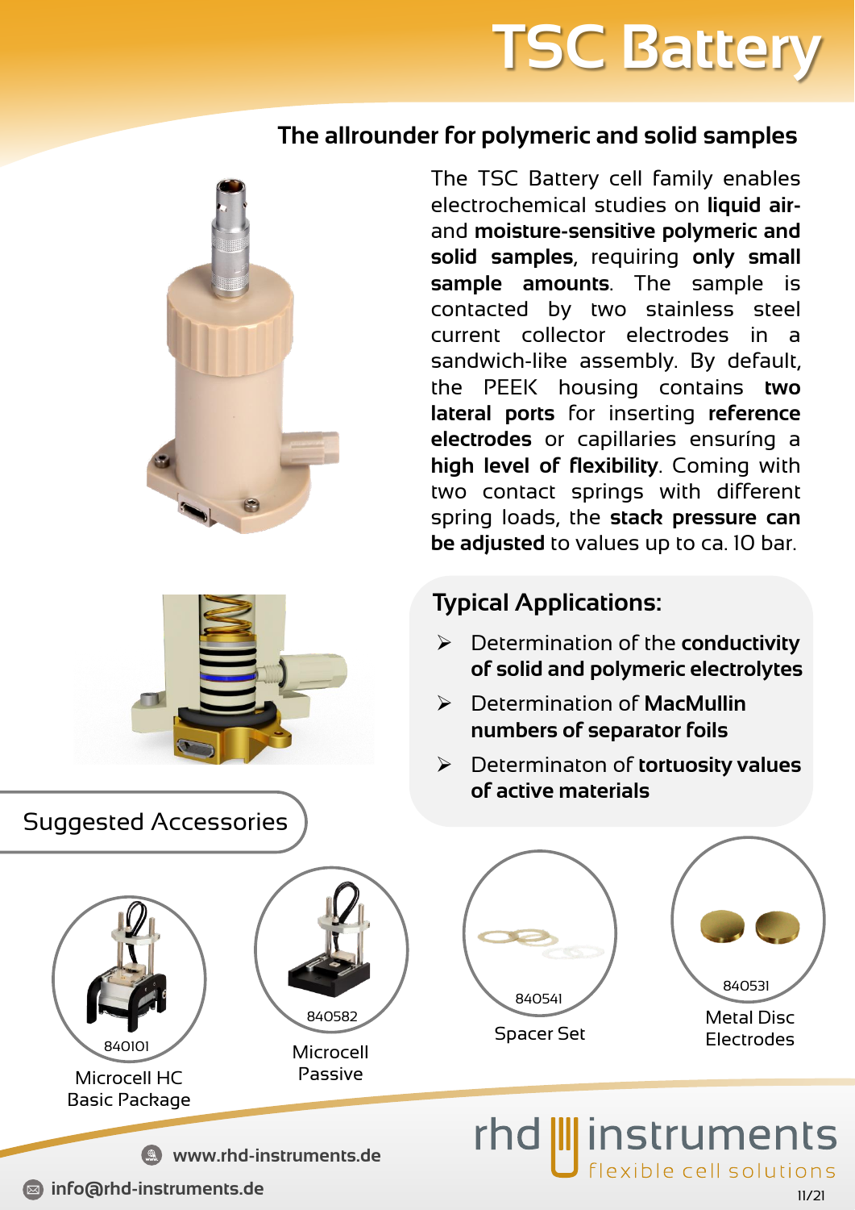# TSC Battery

## The allrounder for polymeric and solid samples

The TSC Battery cell family enables electrochemical studies on **liquid air- and moisture-sensitive polymeric and solid samples**, requiring **only small sample amounts**. The sample is contacted by two stainless steel current collector electrodes in a sandwich-like assembly. By default, the PEEK housing contains **two lateral ports** for inserting **reference electrodes** or capillaries ensuring a **high level of flexibility**. Coming with two contact springs with different spring loads, the **stack pressure can be adjusted** to values up to ca. 10 bar.

## Typical Applications:

- Determination of the **conductivity of solid and polymeric electrolytes**
- Determination of **MacMullin numbers of separator foils**
- Determinaton of **tortuosity values of active materials**

## Suggested Accessories

- 840101 Microcell HC Basic Package
- 840582 Microcell Passive
- 840541 Spacer Set
- 840531 Metal Disc Electrodes

rhd instruments – flexible cell solutions

www.rhd-instruments.de

info@rhd-instruments.de

11/21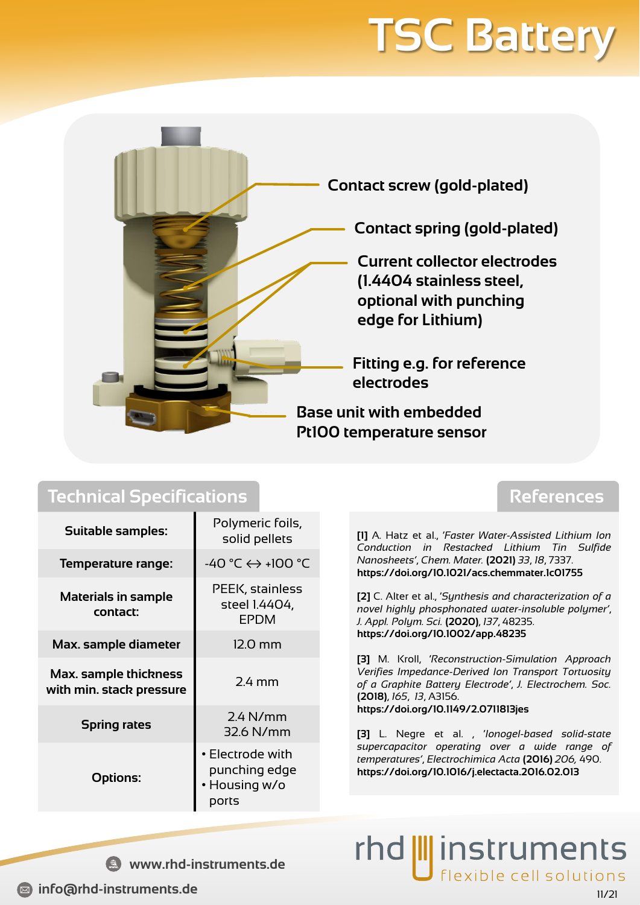# TSC Battery

Contact screw (gold-plated)

Contact spring (gold-plated)

Current collector electrodes (1.4404 stainless steel, optional with punching edge for Lithium)

Fitting e.g. for reference electrodes

Base unit with embedded Pt100 temperature sensor

## Technical Specifications

| | |
|---|---|
| **Suitable samples:** | Polymeric foils, solid pellets |
| **Temperature range:** | -40 °C ↔ +100 °C |
| **Materials in sample contact:** | PEEK, stainless steel 1.4404, EPDM |
| **Max. sample diameter** | 12.0 mm |
| **Max. sample thickness with min. stack pressure** | 2.4 mm |
| **Spring rates** | 2.4 N/mm<br>32.6 N/mm |
| **Options:** | • Electrode with punching edge<br>• Housing w/o ports |

## References

**[1]** A. Hatz et al., *'Faster Water-Assisted Lithium Ion Conduction in Restacked Lithium Tin Sulfide Nanosheets', Chem. Mater.* **(2021)** *33, 18*, 7337.
**https://doi.org/10.1021/acs.chemmater.1c01755**

**[2]** C. Alter et al., *'Synthesis and characterization of a novel highly phosphonated water-insoluble polymer', J. Appl. Polym. Sci.* **(2020)**, *137*, 48235.
**https://doi.org/10.1002/app.48235**

**[3]** M. Kroll, *'Reconstruction-Simulation Approach Verifies Impedance-Derived Ion Transport Tortuosity of a Graphite Battery Electrode', J. Electrochem. Soc.* **(2018)**, *165, 13*, A3156.
**https://doi.org/10.1149/2.0711813jes**

**[3]** L. Negre et al. , *'Ionogel-based solid-state supercapacitor operating over a wide range of temperatures', Electrochimica Acta* **(2016)** *206*, 490.
**https://doi.org/10.1016/j.electacta.2016.02.013**

www.rhd-instruments.de

info@rhd-instruments.de

rhd instruments
flexible cell solutions